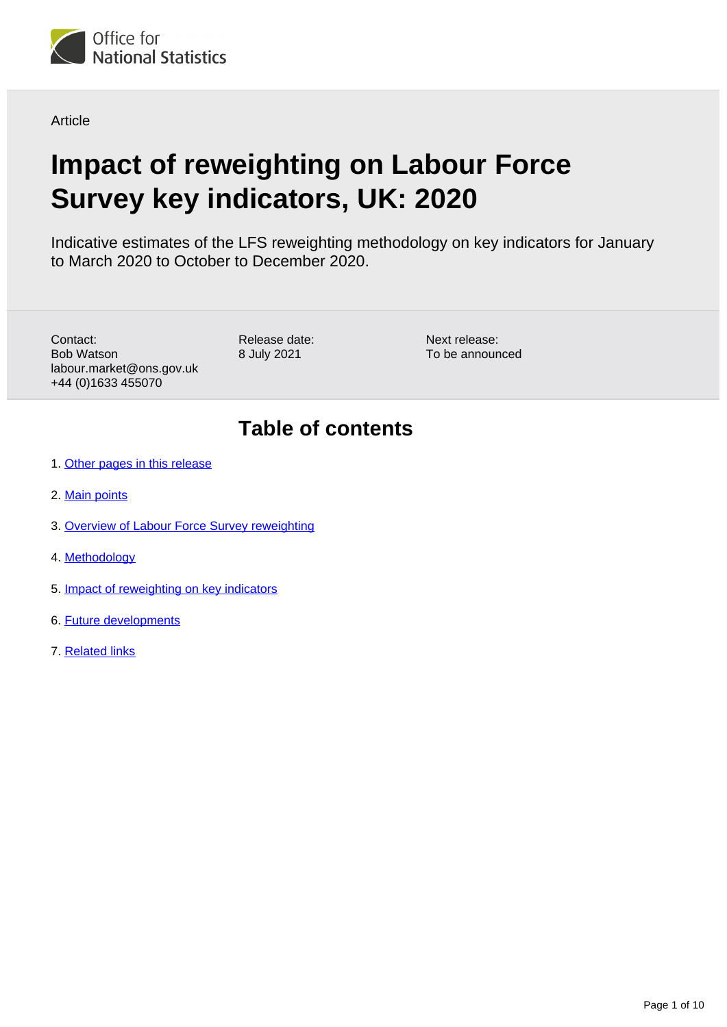Office for National Statistics

Article

# Impact of reweighting on Labour Force Survey key indicators, UK: 2020

Indicative estimates of the LFS reweighting methodology on key indicators for January to March 2020 to October to December 2020.

Contact:
Bob Watson
labour.market@ons.gov.uk
+44 (0)1633 455070

Release date:
8 July 2021

Next release:
To be announced

## Table of contents

1. Other pages in this release
2. Main points
3. Overview of Labour Force Survey reweighting
4. Methodology
5. Impact of reweighting on key indicators
6. Future developments
7. Related links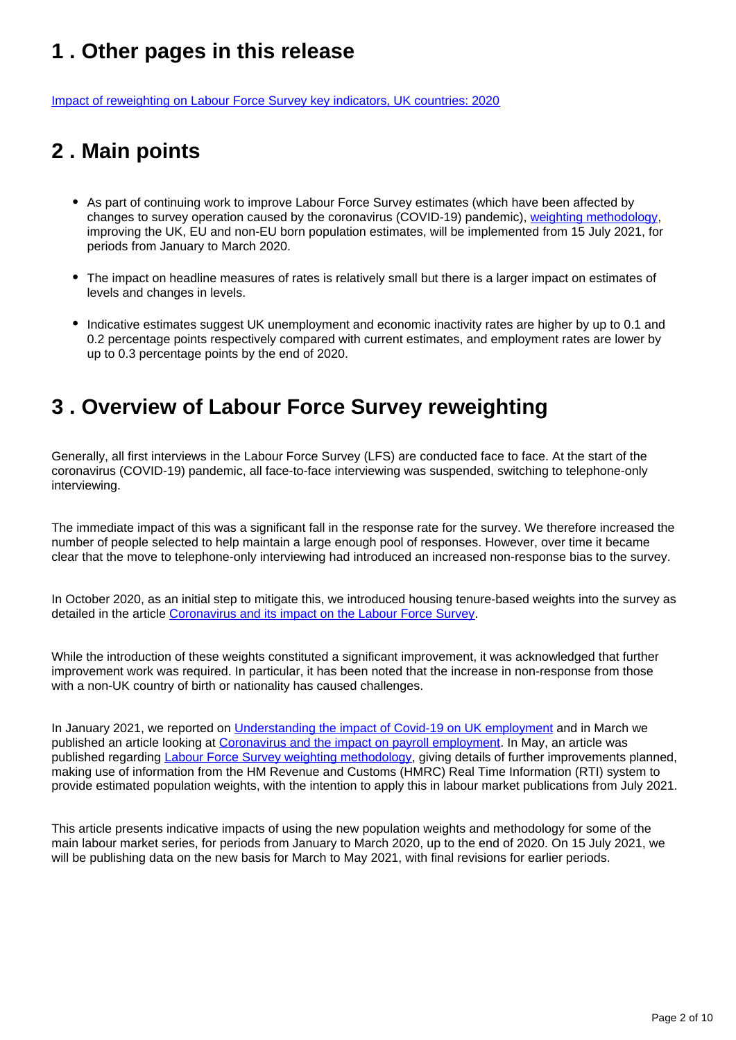## 1 . Other pages in this release

Impact of reweighting on Labour Force Survey key indicators, UK countries: 2020

## 2 . Main points

- As part of continuing work to improve Labour Force Survey estimates (which have been affected by changes to survey operation caused by the coronavirus (COVID-19) pandemic), weighting methodology, improving the UK, EU and non-EU born population estimates, will be implemented from 15 July 2021, for periods from January to March 2020.

- The impact on headline measures of rates is relatively small but there is a larger impact on estimates of levels and changes in levels.

- Indicative estimates suggest UK unemployment and economic inactivity rates are higher by up to 0.1 and 0.2 percentage points respectively compared with current estimates, and employment rates are lower by up to 0.3 percentage points by the end of 2020.

## 3 . Overview of Labour Force Survey reweighting

Generally, all first interviews in the Labour Force Survey (LFS) are conducted face to face. At the start of the coronavirus (COVID-19) pandemic, all face-to-face interviewing was suspended, switching to telephone-only interviewing.

The immediate impact of this was a significant fall in the response rate for the survey. We therefore increased the number of people selected to help maintain a large enough pool of responses. However, over time it became clear that the move to telephone-only interviewing had introduced an increased non-response bias to the survey.

In October 2020, as an initial step to mitigate this, we introduced housing tenure-based weights into the survey as detailed in the article Coronavirus and its impact on the Labour Force Survey.

While the introduction of these weights constituted a significant improvement, it was acknowledged that further improvement work was required. In particular, it has been noted that the increase in non-response from those with a non-UK country of birth or nationality has caused challenges.

In January 2021, we reported on Understanding the impact of Covid-19 on UK employment and in March we published an article looking at Coronavirus and the impact on payroll employment. In May, an article was published regarding Labour Force Survey weighting methodology, giving details of further improvements planned, making use of information from the HM Revenue and Customs (HMRC) Real Time Information (RTI) system to provide estimated population weights, with the intention to apply this in labour market publications from July 2021.

This article presents indicative impacts of using the new population weights and methodology for some of the main labour market series, for periods from January to March 2020, up to the end of 2020. On 15 July 2021, we will be publishing data on the new basis for March to May 2021, with final revisions for earlier periods.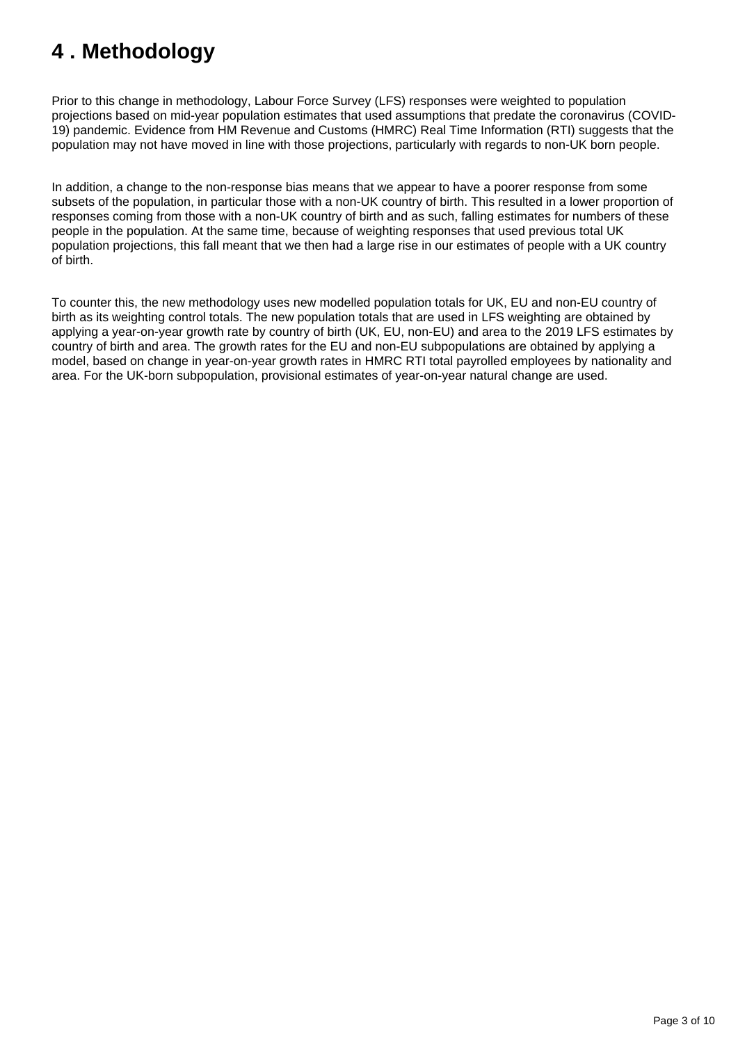# 4 . Methodology

Prior to this change in methodology, Labour Force Survey (LFS) responses were weighted to population projections based on mid-year population estimates that used assumptions that predate the coronavirus (COVID-19) pandemic. Evidence from HM Revenue and Customs (HMRC) Real Time Information (RTI) suggests that the population may not have moved in line with those projections, particularly with regards to non-UK born people.

In addition, a change to the non-response bias means that we appear to have a poorer response from some subsets of the population, in particular those with a non-UK country of birth. This resulted in a lower proportion of responses coming from those with a non-UK country of birth and as such, falling estimates for numbers of these people in the population. At the same time, because of weighting responses that used previous total UK population projections, this fall meant that we then had a large rise in our estimates of people with a UK country of birth.

To counter this, the new methodology uses new modelled population totals for UK, EU and non-EU country of birth as its weighting control totals. The new population totals that are used in LFS weighting are obtained by applying a year-on-year growth rate by country of birth (UK, EU, non-EU) and area to the 2019 LFS estimates by country of birth and area. The growth rates for the EU and non-EU subpopulations are obtained by applying a model, based on change in year-on-year growth rates in HMRC RTI total payrolled employees by nationality and area. For the UK-born subpopulation, provisional estimates of year-on-year natural change are used.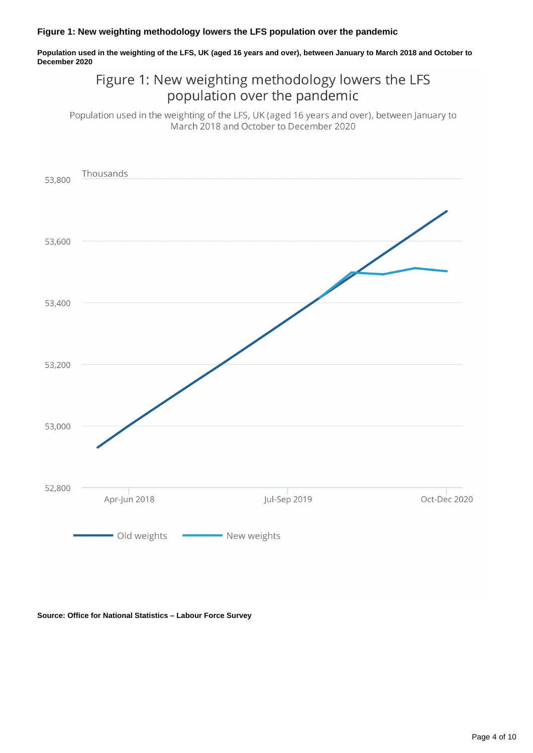**Figure 1: New weighting methodology lowers the LFS population over the pandemic**

**Population used in the weighting of the LFS, UK (aged 16 years and over), between January to March 2018 and October to December 2020**

**Source: Office for National Statistics – Labour Force Survey**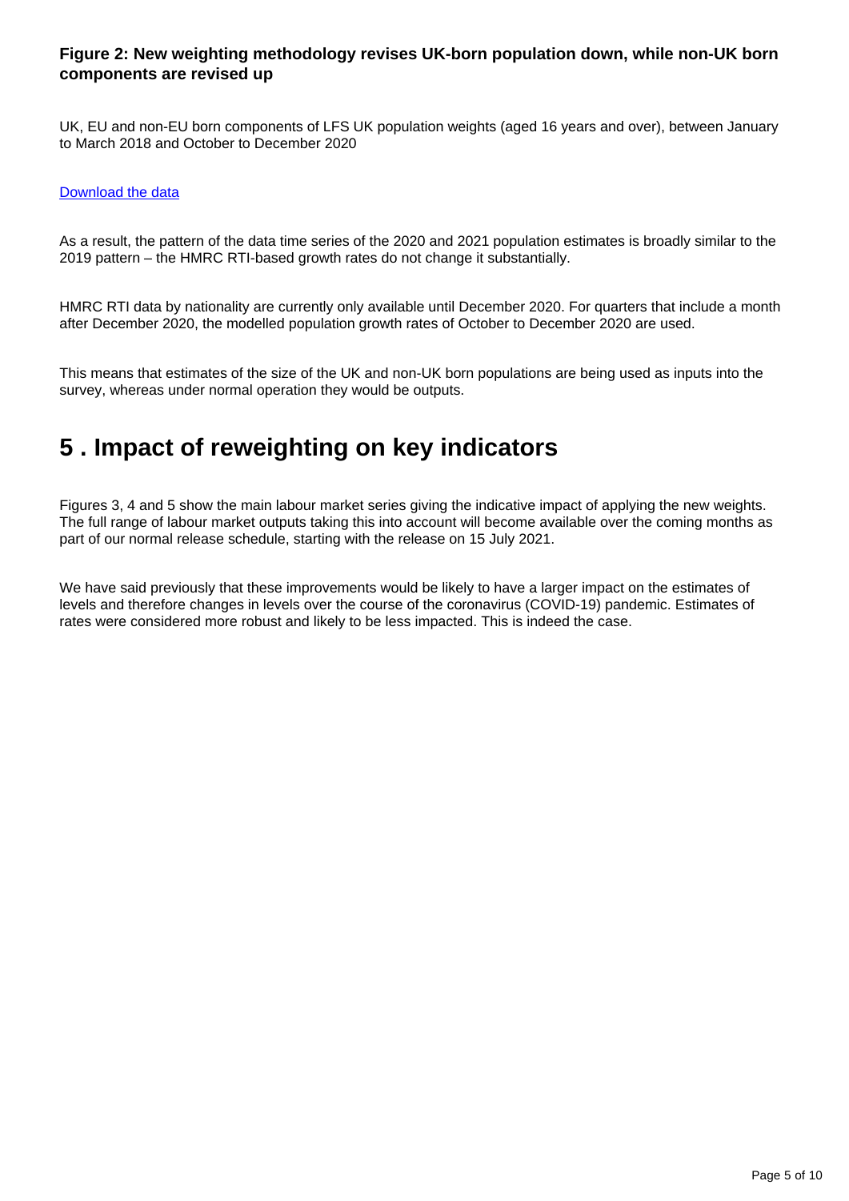### Figure 2: New weighting methodology revises UK-born population down, while non-UK born components are revised up

UK, EU and non-EU born components of LFS UK population weights (aged 16 years and over), between January to March 2018 and October to December 2020

[Download the data](#)

As a result, the pattern of the data time series of the 2020 and 2021 population estimates is broadly similar to the 2019 pattern – the HMRC RTI-based growth rates do not change it substantially.

HMRC RTI data by nationality are currently only available until December 2020. For quarters that include a month after December 2020, the modelled population growth rates of October to December 2020 are used.

This means that estimates of the size of the UK and non-UK born populations are being used as inputs into the survey, whereas under normal operation they would be outputs.

## 5 . Impact of reweighting on key indicators

Figures 3, 4 and 5 show the main labour market series giving the indicative impact of applying the new weights. The full range of labour market outputs taking this into account will become available over the coming months as part of our normal release schedule, starting with the release on 15 July 2021.

We have said previously that these improvements would be likely to have a larger impact on the estimates of levels and therefore changes in levels over the course of the coronavirus (COVID-19) pandemic. Estimates of rates were considered more robust and likely to be less impacted. This is indeed the case.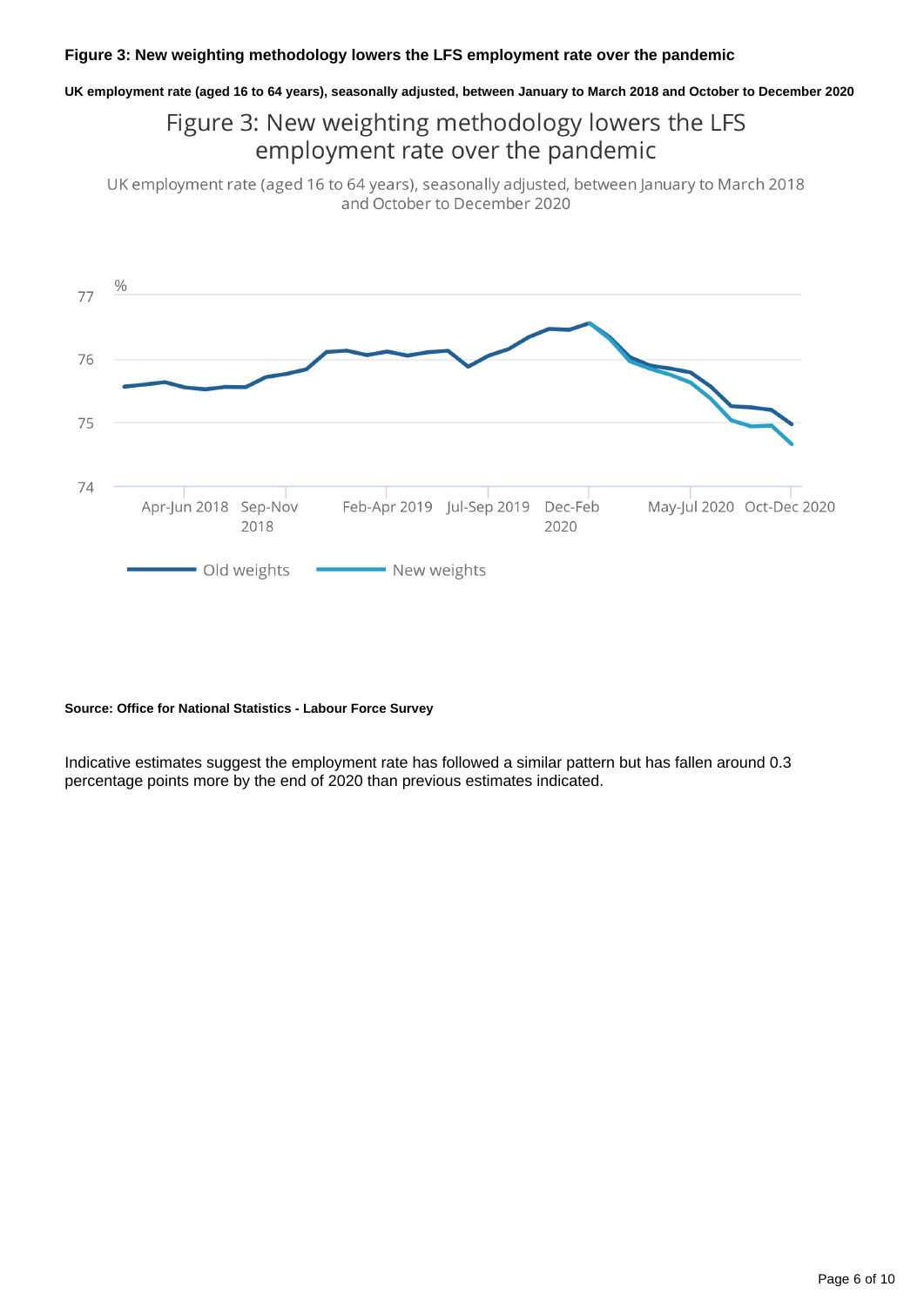### Figure 3: New weighting methodology lowers the LFS employment rate over the pandemic

**UK employment rate (aged 16 to 64 years), seasonally adjusted, between January to March 2018 and October to December 2020**

**Source: Office for National Statistics - Labour Force Survey**

Indicative estimates suggest the employment rate has followed a similar pattern but has fallen around 0.3 percentage points more by the end of 2020 than previous estimates indicated.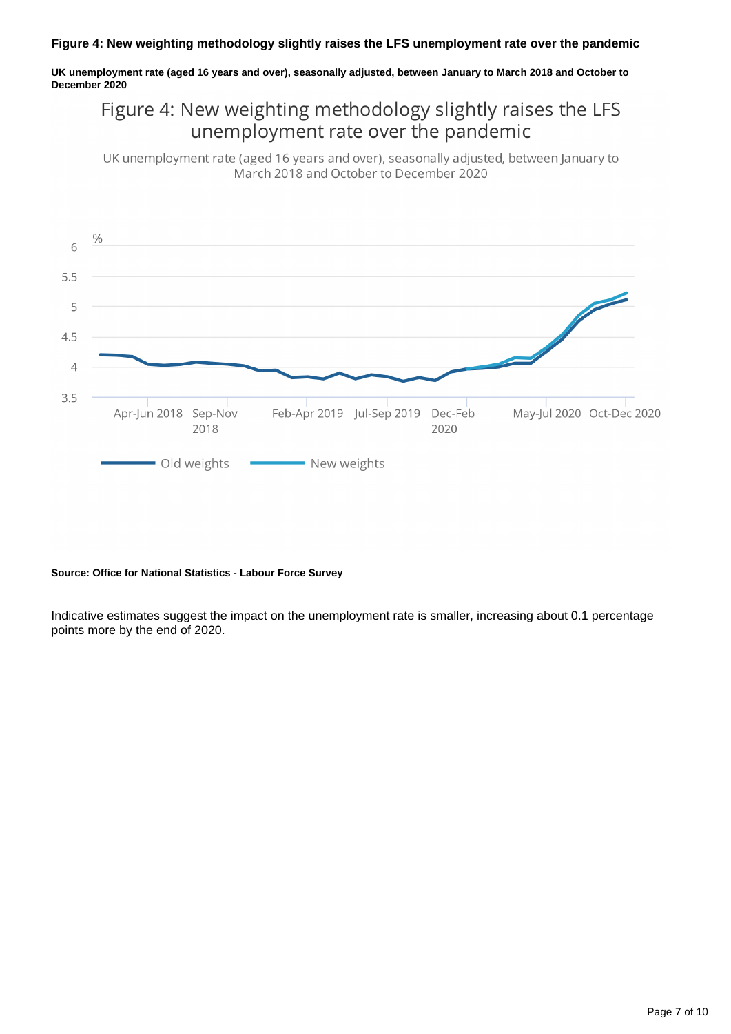**Figure 4: New weighting methodology slightly raises the LFS unemployment rate over the pandemic**

**UK unemployment rate (aged 16 years and over), seasonally adjusted, between January to March 2018 and October to December 2020**

**Source: Office for National Statistics - Labour Force Survey**

Indicative estimates suggest the impact on the unemployment rate is smaller, increasing about 0.1 percentage points more by the end of 2020.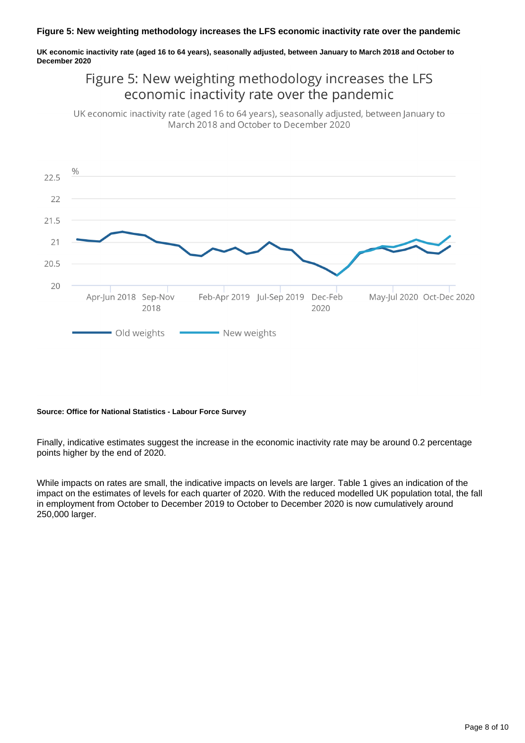**Figure 5: New weighting methodology increases the LFS economic inactivity rate over the pandemic**

**UK economic inactivity rate (aged 16 to 64 years), seasonally adjusted, between January to March 2018 and October to December 2020**

**Source: Office for National Statistics - Labour Force Survey**

Finally, indicative estimates suggest the increase in the economic inactivity rate may be around 0.2 percentage points higher by the end of 2020.

While impacts on rates are small, the indicative impacts on levels are larger. Table 1 gives an indication of the impact on the estimates of levels for each quarter of 2020. With the reduced modelled UK population total, the fall in employment from October to December 2019 to October to December 2020 is now cumulatively around 250,000 larger.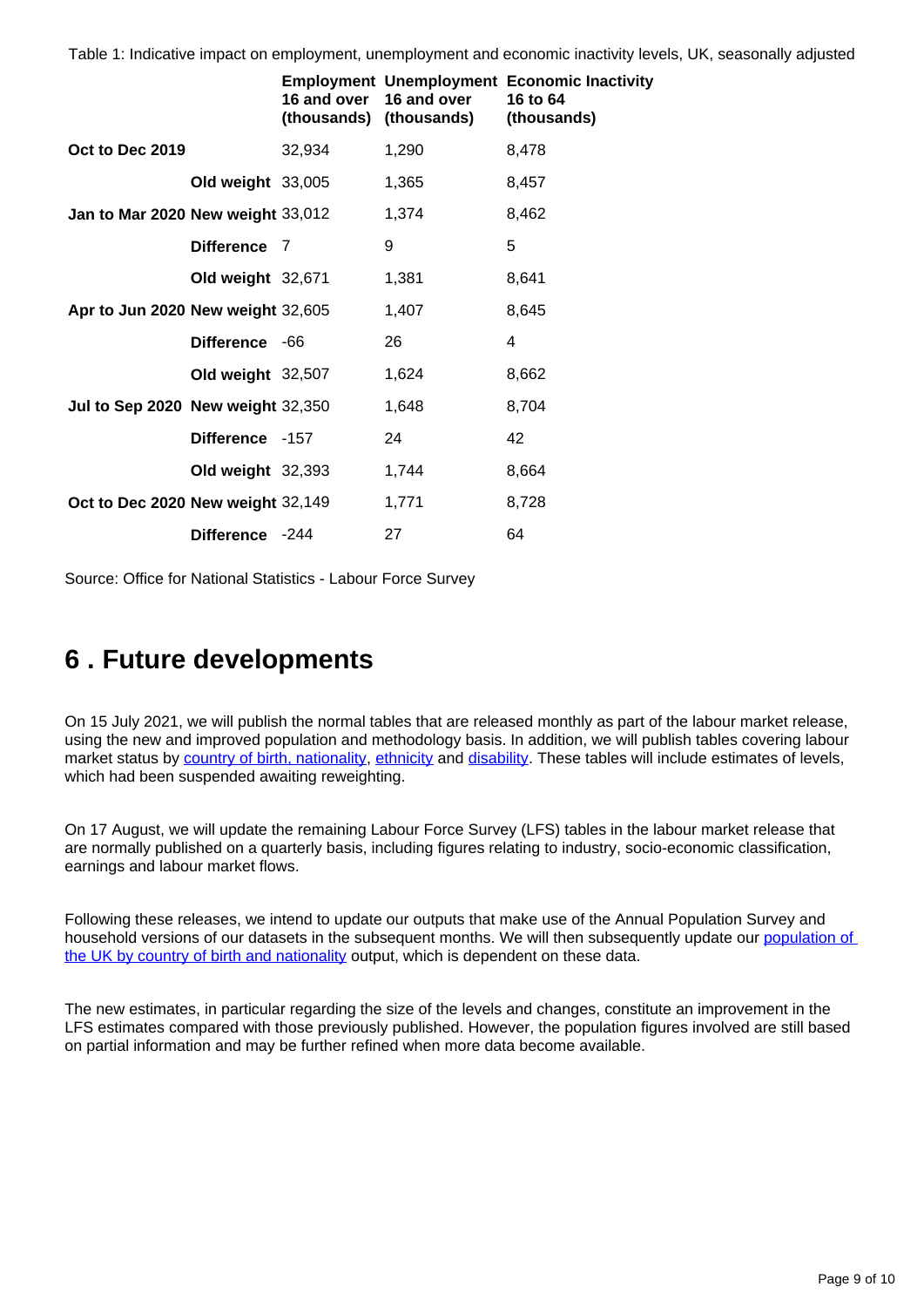Table 1: Indicative impact on employment, unemployment and economic inactivity levels, UK, seasonally adjusted

| | | Employment 16 and over (thousands) | Unemployment 16 and over (thousands) | Economic Inactivity 16 to 64 (thousands) |
|---|---|---|---|---|
| **Oct to Dec 2019** | | 32,934 | 1,290 | 8,478 |
| | **Old weight** | 33,005 | 1,365 | 8,457 |
| **Jan to Mar 2020** | **New weight** | 33,012 | 1,374 | 8,462 |
| | **Difference** | 7 | 9 | 5 |
| | **Old weight** | 32,671 | 1,381 | 8,641 |
| **Apr to Jun 2020** | **New weight** | 32,605 | 1,407 | 8,645 |
| | **Difference** | -66 | 26 | 4 |
| | **Old weight** | 32,507 | 1,624 | 8,662 |
| **Jul to Sep 2020** | **New weight** | 32,350 | 1,648 | 8,704 |
| | **Difference** | -157 | 24 | 42 |
| | **Old weight** | 32,393 | 1,744 | 8,664 |
| **Oct to Dec 2020** | **New weight** | 32,149 | 1,771 | 8,728 |
| | **Difference** | -244 | 27 | 64 |

Source: Office for National Statistics - Labour Force Survey

## 6 . Future developments

On 15 July 2021, we will publish the normal tables that are released monthly as part of the labour market release, using the new and improved population and methodology basis. In addition, we will publish tables covering labour market status by country of birth, nationality, ethnicity and disability. These tables will include estimates of levels, which had been suspended awaiting reweighting.

On 17 August, we will update the remaining Labour Force Survey (LFS) tables in the labour market release that are normally published on a quarterly basis, including figures relating to industry, socio-economic classification, earnings and labour market flows.

Following these releases, we intend to update our outputs that make use of the Annual Population Survey and household versions of our datasets in the subsequent months. We will then subsequently update our population of the UK by country of birth and nationality output, which is dependent on these data.

The new estimates, in particular regarding the size of the levels and changes, constitute an improvement in the LFS estimates compared with those previously published. However, the population figures involved are still based on partial information and may be further refined when more data become available.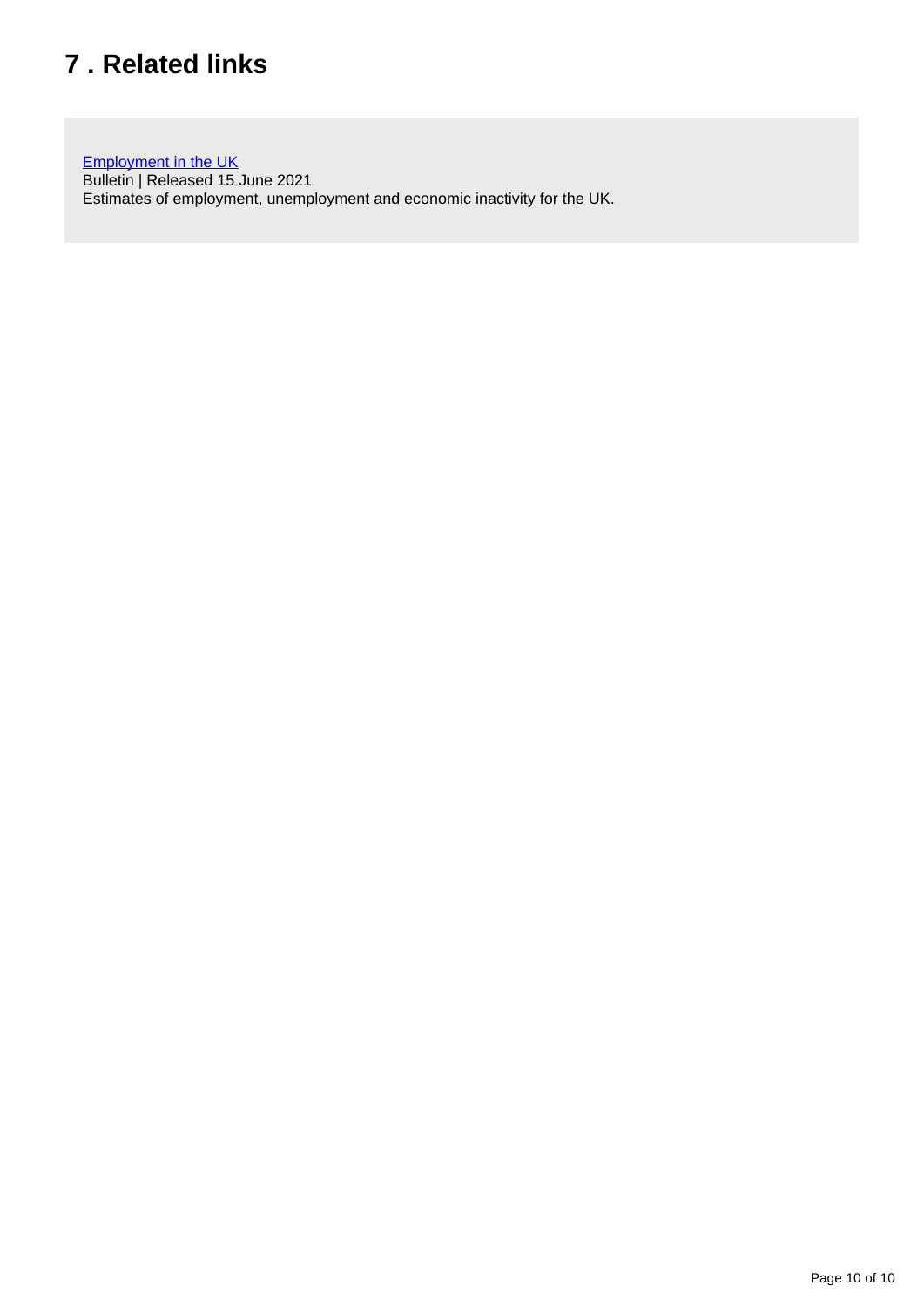## 7 . Related links

[Employment in the UK]
Bulletin | Released 15 June 2021
Estimates of employment, unemployment and economic inactivity for the UK.